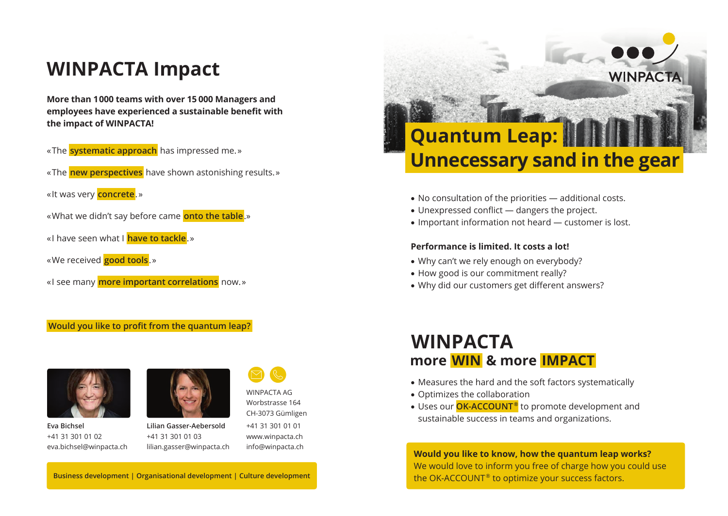# WINPACTA Impact

**More than 1000 teams with over 15 000 Managers and employees have experienced a sustainable benefit with the impact of WINPACTA!**

«The **systematic approach** has impressed me.»

«The **new perspectives** have shown astonishing results.»

«It was very **concrete**.»

«What we didn't say before came **onto the table**.»

«I have seen what I **have to tackle**.»

«We received **good tools**.»

«I see many **more important correlations** now.»

**Would you like to profit from the quantum leap?**

**Eva Bichsel**
+41 31 301 01 02
eva.bichsel@winpacta.ch

**Lilian Gasser-Aebersold**
+41 31 301 01 03
lilian.gasser@winpacta.ch

WINPACTA AG
Worbstrasse 164
CH-3073 Gümligen
+41 31 301 01 01
www.winpacta.ch
info@winpacta.ch

**Business development | Organisational development | Culture development**

WINPACTA

# Quantum Leap: Unnecessary sand in the gear

- No consultation of the priorities — additional costs.
- Unexpressed conflict — dangers the project.
- Important information not heard — customer is lost.

**Performance is limited. It costs a lot!**

- Why can't we rely enough on everybody?
- How good is our commitment really?
- Why did our customers get different answers?

## WINPACTA

### more WIN & more IMPACT

- Measures the hard and the soft factors systematically
- Optimizes the collaboration
- Uses our **OK-ACCOUNT®** to promote development and sustainable success in teams and organizations.

**Would you like to know, how the quantum leap works?**
We would love to inform you free of charge how you could use the OK-ACCOUNT® to optimize your success factors.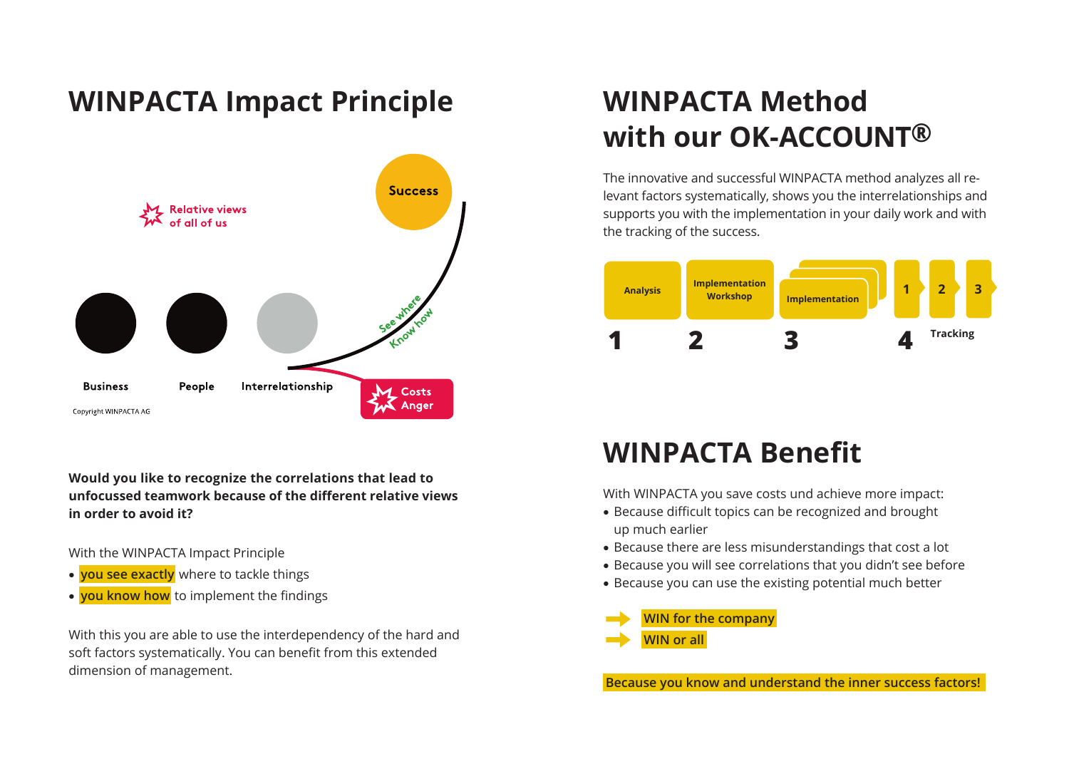# WINPACTA Impact Principle

Success

Relative views of all of us

See where
Know how

Business

People

Interrelationship

Costs
Anger

Copyright WINPACTA AG

**Would you like to recognize the correlations that lead to unfocussed teamwork because of the different relative views in order to avoid it?**

With the WINPACTA Impact Principle

- **you see exactly** where to tackle things
- **you know how** to implement the findings

With this you are able to use the interdependency of the hard and soft factors systematically. You can benefit from this extended dimension of management.

# WINPACTA Method with our OK-ACCOUNT®

The innovative and successful WINPACTA method analyzes all relevant factors systematically, shows you the interrelationships and supports you with the implementation in your daily work and with the tracking of the success.

Analysis

1

Implementation Workshop

2

Implementation

3

1 2 3

4 Tracking

# WINPACTA Benefit

With WINPACTA you save costs und achieve more impact:

- Because difficult topics can be recognized and brought up much earlier
- Because there are less misunderstandings that cost a lot
- Because you will see correlations that you didn't see before
- Because you can use the existing potential much better

➡ **WIN for the company**

➡ **WIN or all**

**Because you know and understand the inner success factors!**